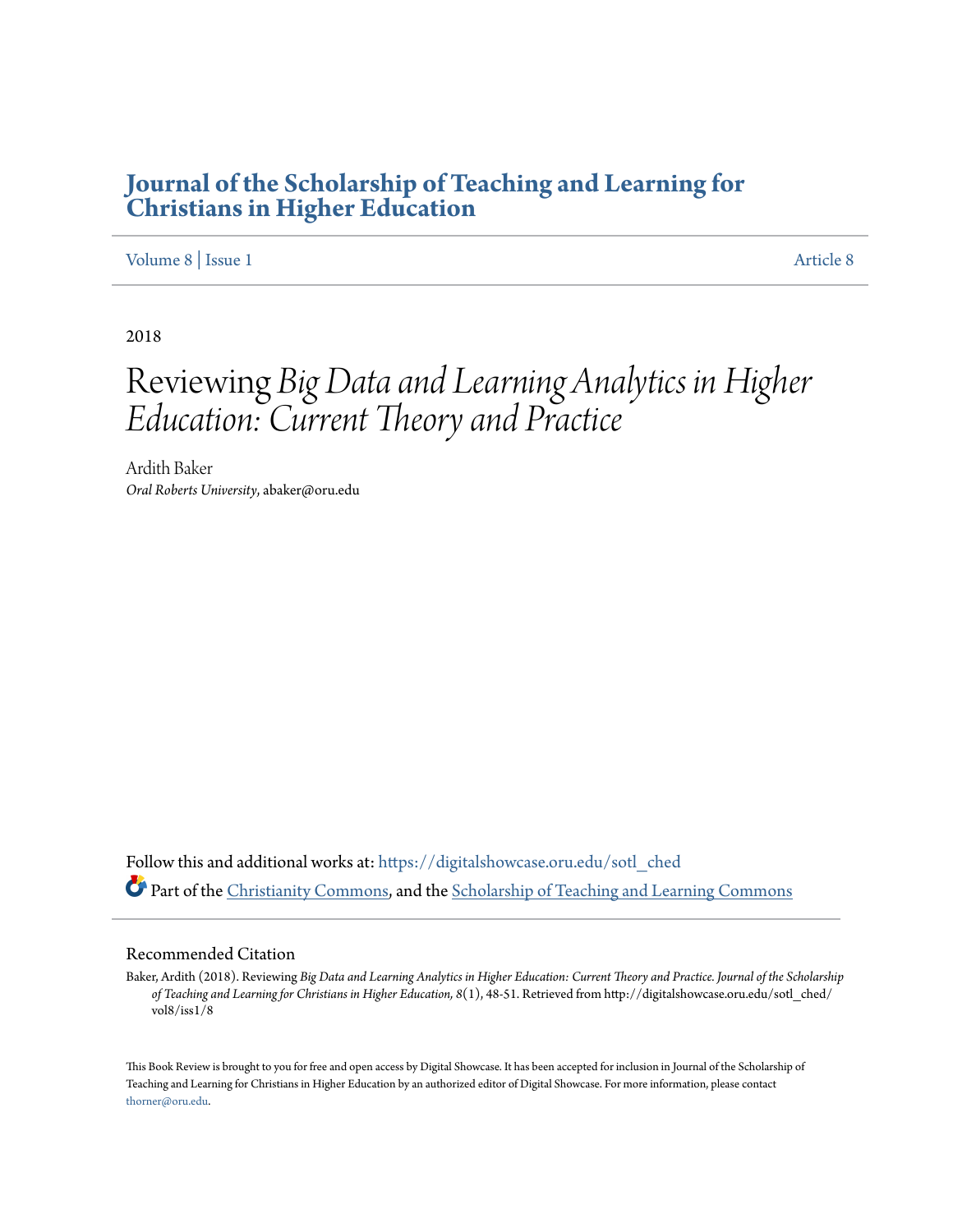# Journal of the Scholarship of Teaching and Learning for Christians in Higher Education

Volume 8 | Issue 1 Article 8

2018

# Reviewing *Big Data and Learning Analytics in Higher Education: Current Theory and Practice*

Ardith Baker
*Oral Roberts University*, abaker@oru.edu

Follow this and additional works at: https://digitalshowcase.oru.edu/sotl_ched

Part of the Christianity Commons, and the Scholarship of Teaching and Learning Commons

## Recommended Citation

Baker, Ardith (2018). Reviewing *Big Data and Learning Analytics in Higher Education: Current Theory and Practice. Journal of the Scholarship of Teaching and Learning for Christians in Higher Education, 8*(1), 48-51. Retrieved from http://digitalshowcase.oru.edu/sotl_ched/vol8/iss1/8

This Book Review is brought to you for free and open access by Digital Showcase. It has been accepted for inclusion in Journal of the Scholarship of Teaching and Learning for Christians in Higher Education by an authorized editor of Digital Showcase. For more information, please contact thorner@oru.edu.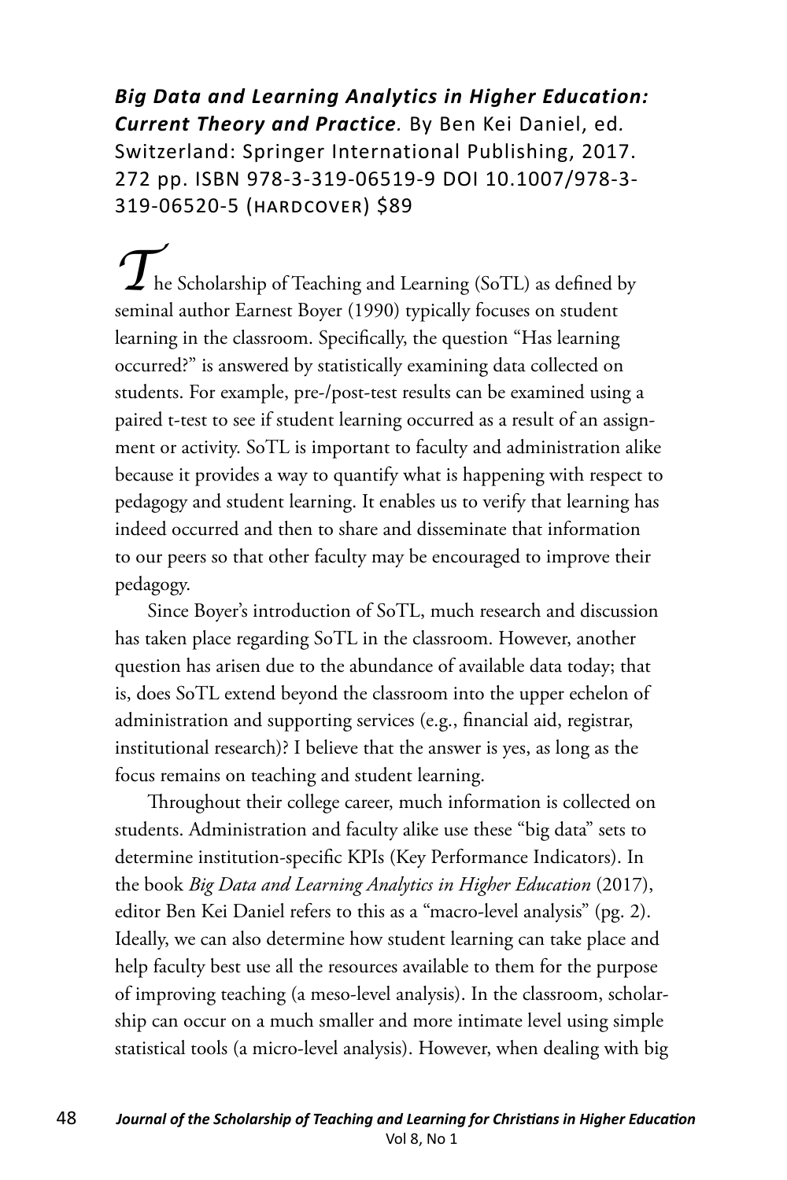***Big Data and Learning Analytics in Higher Education: Current Theory and Practice.*** By Ben Kei Daniel, ed. Switzerland: Springer International Publishing, 2017. 272 pp. ISBN 978-3-319-06519-9 DOI 10.1007/978-3-319-06520-5 (HARDCOVER) $89

The Scholarship of Teaching and Learning (SoTL) as defined by seminal author Earnest Boyer (1990) typically focuses on student learning in the classroom. Specifically, the question "Has learning occurred?" is answered by statistically examining data collected on students. For example, pre-/post-test results can be examined using a paired t-test to see if student learning occurred as a result of an assignment or activity. SoTL is important to faculty and administration alike because it provides a way to quantify what is happening with respect to pedagogy and student learning. It enables us to verify that learning has indeed occurred and then to share and disseminate that information to our peers so that other faculty may be encouraged to improve their pedagogy.

Since Boyer's introduction of SoTL, much research and discussion has taken place regarding SoTL in the classroom. However, another question has arisen due to the abundance of available data today; that is, does SoTL extend beyond the classroom into the upper echelon of administration and supporting services (e.g., financial aid, registrar, institutional research)? I believe that the answer is yes, as long as the focus remains on teaching and student learning.

Throughout their college career, much information is collected on students. Administration and faculty alike use these "big data" sets to determine institution-specific KPIs (Key Performance Indicators). In the book *Big Data and Learning Analytics in Higher Education* (2017), editor Ben Kei Daniel refers to this as a "macro-level analysis" (pg. 2). Ideally, we can also determine how student learning can take place and help faculty best use all the resources available to them for the purpose of improving teaching (a meso-level analysis). In the classroom, scholarship can occur on a much smaller and more intimate level using simple statistical tools (a micro-level analysis). However, when dealing with big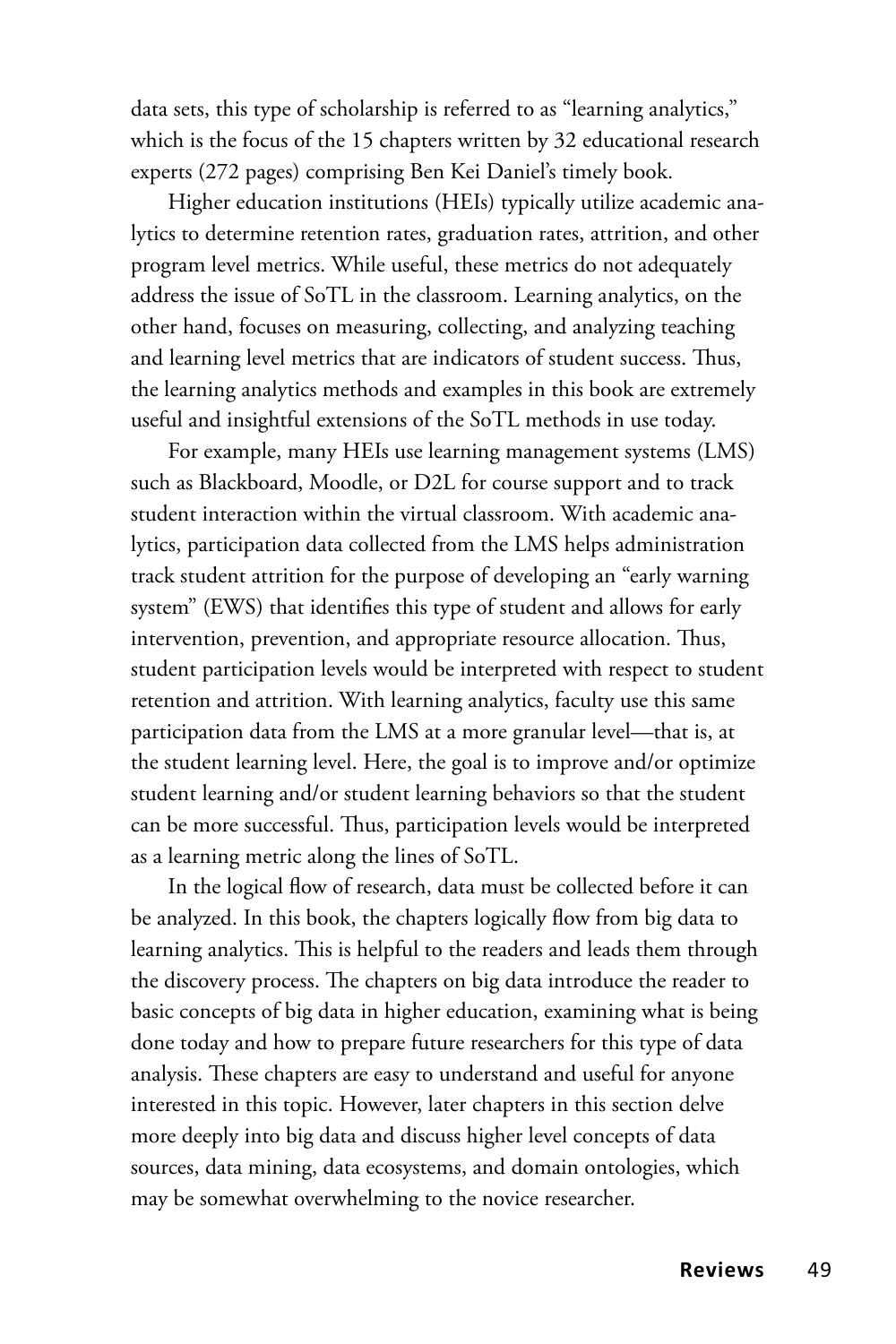data sets, this type of scholarship is referred to as "learning analytics," which is the focus of the 15 chapters written by 32 educational research experts (272 pages) comprising Ben Kei Daniel's timely book.

Higher education institutions (HEIs) typically utilize academic analytics to determine retention rates, graduation rates, attrition, and other program level metrics. While useful, these metrics do not adequately address the issue of SoTL in the classroom. Learning analytics, on the other hand, focuses on measuring, collecting, and analyzing teaching and learning level metrics that are indicators of student success. Thus, the learning analytics methods and examples in this book are extremely useful and insightful extensions of the SoTL methods in use today.

For example, many HEIs use learning management systems (LMS) such as Blackboard, Moodle, or D2L for course support and to track student interaction within the virtual classroom. With academic analytics, participation data collected from the LMS helps administration track student attrition for the purpose of developing an "early warning system" (EWS) that identifies this type of student and allows for early intervention, prevention, and appropriate resource allocation. Thus, student participation levels would be interpreted with respect to student retention and attrition. With learning analytics, faculty use this same participation data from the LMS at a more granular level—that is, at the student learning level. Here, the goal is to improve and/or optimize student learning and/or student learning behaviors so that the student can be more successful. Thus, participation levels would be interpreted as a learning metric along the lines of SoTL.

In the logical flow of research, data must be collected before it can be analyzed. In this book, the chapters logically flow from big data to learning analytics. This is helpful to the readers and leads them through the discovery process. The chapters on big data introduce the reader to basic concepts of big data in higher education, examining what is being done today and how to prepare future researchers for this type of data analysis. These chapters are easy to understand and useful for anyone interested in this topic. However, later chapters in this section delve more deeply into big data and discuss higher level concepts of data sources, data mining, data ecosystems, and domain ontologies, which may be somewhat overwhelming to the novice researcher.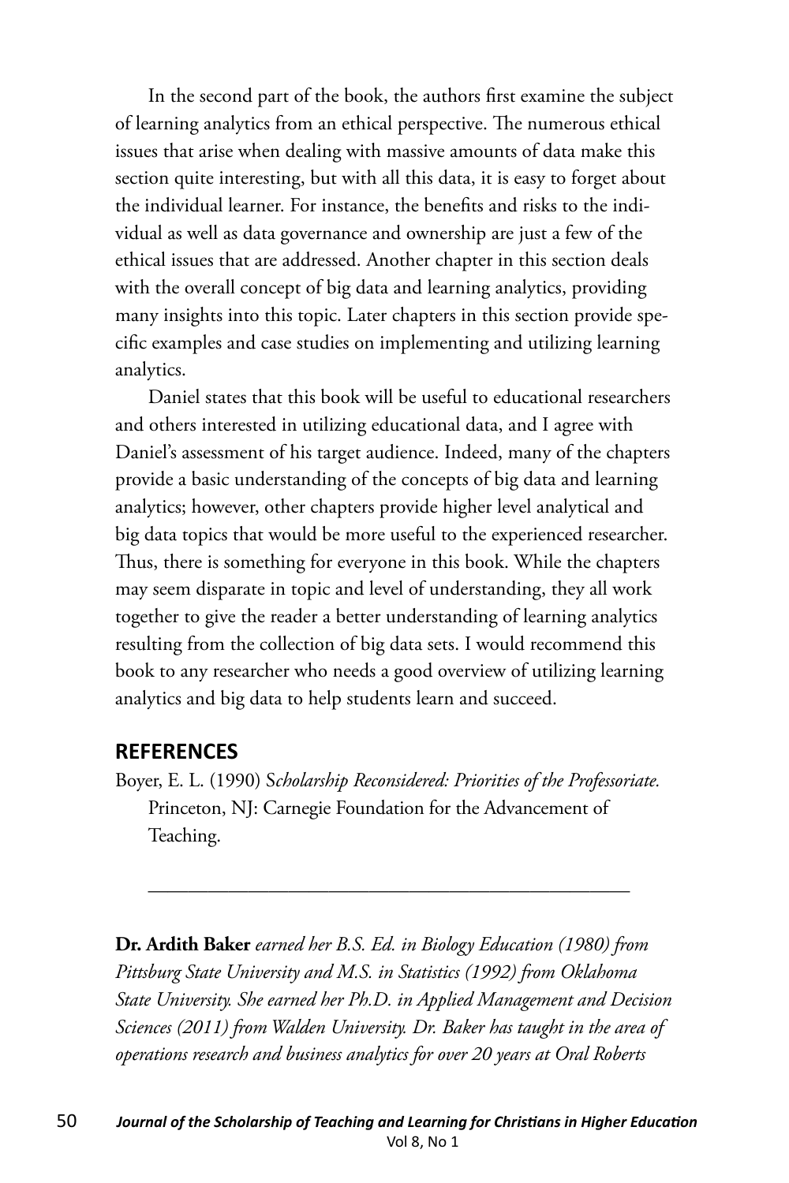In the second part of the book, the authors first examine the subject of learning analytics from an ethical perspective. The numerous ethical issues that arise when dealing with massive amounts of data make this section quite interesting, but with all this data, it is easy to forget about the individual learner. For instance, the benefits and risks to the individual as well as data governance and ownership are just a few of the ethical issues that are addressed. Another chapter in this section deals with the overall concept of big data and learning analytics, providing many insights into this topic. Later chapters in this section provide specific examples and case studies on implementing and utilizing learning analytics.

Daniel states that this book will be useful to educational researchers and others interested in utilizing educational data, and I agree with Daniel's assessment of his target audience. Indeed, many of the chapters provide a basic understanding of the concepts of big data and learning analytics; however, other chapters provide higher level analytical and big data topics that would be more useful to the experienced researcher. Thus, there is something for everyone in this book. While the chapters may seem disparate in topic and level of understanding, they all work together to give the reader a better understanding of learning analytics resulting from the collection of big data sets. I would recommend this book to any researcher who needs a good overview of utilizing learning analytics and big data to help students learn and succeed.

## REFERENCES

Boyer, E. L. (1990) *Scholarship Reconsidered: Priorities of the Professoriate.* Princeton, NJ: Carnegie Foundation for the Advancement of Teaching.

---

**Dr. Ardith Baker** *earned her B.S. Ed. in Biology Education (1980) from Pittsburg State University and M.S. in Statistics (1992) from Oklahoma State University. She earned her Ph.D. in Applied Management and Decision Sciences (2011) from Walden University. Dr. Baker has taught in the area of operations research and business analytics for over 20 years at Oral Roberts*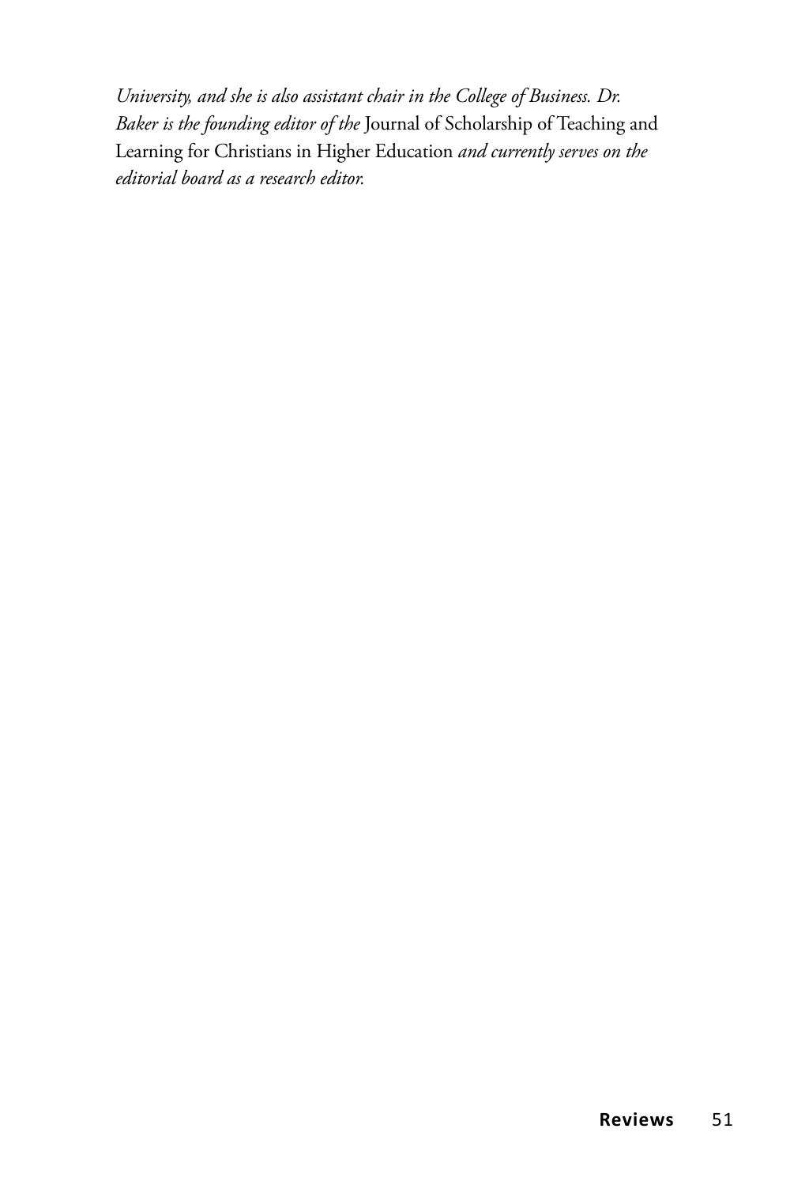*University, and she is also assistant chair in the College of Business. Dr. Baker is the founding editor of the* Journal of Scholarship of Teaching and Learning for Christians in Higher Education *and currently serves on the editorial board as a research editor.*